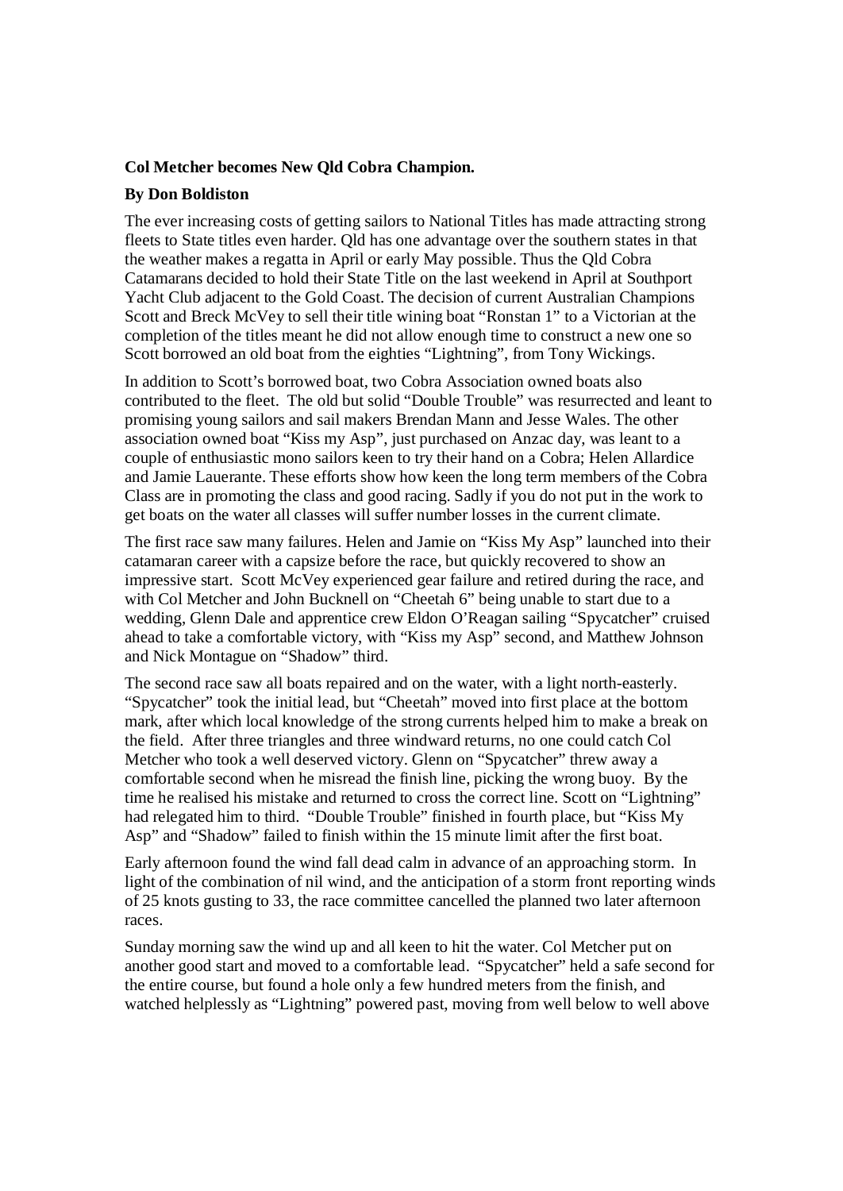**Col Metcher becomes New Qld Cobra Champion.**

**By Don Boldiston**

The ever increasing costs of getting sailors to National Titles has made attracting strong fleets to State titles even harder. Qld has one advantage over the southern states in that the weather makes a regatta in April or early May possible. Thus the Qld Cobra Catamarans decided to hold their State Title on the last weekend in April at Southport Yacht Club adjacent to the Gold Coast. The decision of current Australian Champions Scott and Breck McVey to sell their title wining boat "Ronstan 1" to a Victorian at the completion of the titles meant he did not allow enough time to construct a new one so Scott borrowed an old boat from the eighties "Lightning", from Tony Wickings.

In addition to Scott's borrowed boat, two Cobra Association owned boats also contributed to the fleet. The old but solid "Double Trouble" was resurrected and leant to promising young sailors and sail makers Brendan Mann and Jesse Wales. The other association owned boat "Kiss my Asp", just purchased on Anzac day, was leant to a couple of enthusiastic mono sailors keen to try their hand on a Cobra; Helen Allardice and Jamie Lauerante. These efforts show how keen the long term members of the Cobra Class are in promoting the class and good racing. Sadly if you do not put in the work to get boats on the water all classes will suffer number losses in the current climate.

The first race saw many failures. Helen and Jamie on "Kiss My Asp" launched into their catamaran career with a capsize before the race, but quickly recovered to show an impressive start. Scott McVey experienced gear failure and retired during the race, and with Col Metcher and John Bucknell on "Cheetah 6" being unable to start due to a wedding, Glenn Dale and apprentice crew Eldon O'Reagan sailing "Spycatcher" cruised ahead to take a comfortable victory, with "Kiss my Asp" second, and Matthew Johnson and Nick Montague on "Shadow" third.

The second race saw all boats repaired and on the water, with a light north-easterly. "Spycatcher" took the initial lead, but "Cheetah" moved into first place at the bottom mark, after which local knowledge of the strong currents helped him to make a break on the field. After three triangles and three windward returns, no one could catch Col Metcher who took a well deserved victory. Glenn on "Spycatcher" threw away a comfortable second when he misread the finish line, picking the wrong buoy. By the time he realised his mistake and returned to cross the correct line. Scott on "Lightning" had relegated him to third. "Double Trouble" finished in fourth place, but "Kiss My Asp" and "Shadow" failed to finish within the 15 minute limit after the first boat.

Early afternoon found the wind fall dead calm in advance of an approaching storm. In light of the combination of nil wind, and the anticipation of a storm front reporting winds of 25 knots gusting to 33, the race committee cancelled the planned two later afternoon races.

Sunday morning saw the wind up and all keen to hit the water. Col Metcher put on another good start and moved to a comfortable lead. "Spycatcher" held a safe second for the entire course, but found a hole only a few hundred meters from the finish, and watched helplessly as "Lightning" powered past, moving from well below to well above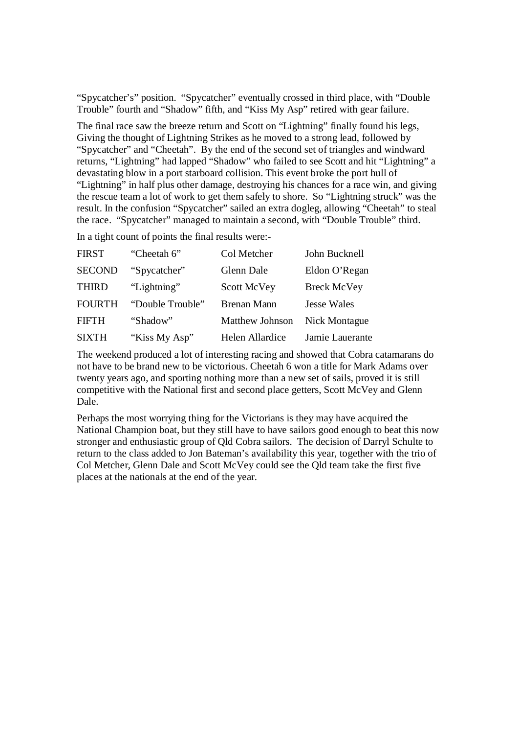"Spycatcher's" position. "Spycatcher" eventually crossed in third place, with "Double Trouble" fourth and "Shadow" fifth, and "Kiss My Asp" retired with gear failure.

The final race saw the breeze return and Scott on "Lightning" finally found his legs, Giving the thought of Lightning Strikes as he moved to a strong lead, followed by "Spycatcher" and "Cheetah". By the end of the second set of triangles and windward returns, "Lightning" had lapped "Shadow" who failed to see Scott and hit "Lightning" a devastating blow in a port starboard collision. This event broke the port hull of "Lightning" in half plus other damage, destroying his chances for a race win, and giving the rescue team a lot of work to get them safely to shore. So "Lightning struck" was the result. In the confusion "Spycatcher" sailed an extra dogleg, allowing "Cheetah" to steal the race. "Spycatcher" managed to maintain a second, with "Double Trouble" third.

In a tight count of points the final results were:-

| | | | |
|---|---|---|---|
| FIRST | "Cheetah 6" | Col Metcher | John Bucknell |
| SECOND | "Spycatcher" | Glenn Dale | Eldon O'Regan |
| THIRD | "Lightning" | Scott McVey | Breck McVey |
| FOURTH | "Double Trouble" | Brenan Mann | Jesse Wales |
| FIFTH | "Shadow" | Matthew Johnson | Nick Montague |
| SIXTH | "Kiss My Asp" | Helen Allardice | Jamie Lauerante |

The weekend produced a lot of interesting racing and showed that Cobra catamarans do not have to be brand new to be victorious. Cheetah 6 won a title for Mark Adams over twenty years ago, and sporting nothing more than a new set of sails, proved it is still competitive with the National first and second place getters, Scott McVey and Glenn Dale.

Perhaps the most worrying thing for the Victorians is they may have acquired the National Champion boat, but they still have to have sailors good enough to beat this now stronger and enthusiastic group of Qld Cobra sailors. The decision of Darryl Schulte to return to the class added to Jon Bateman's availability this year, together with the trio of Col Metcher, Glenn Dale and Scott McVey could see the Qld team take the first five places at the nationals at the end of the year.